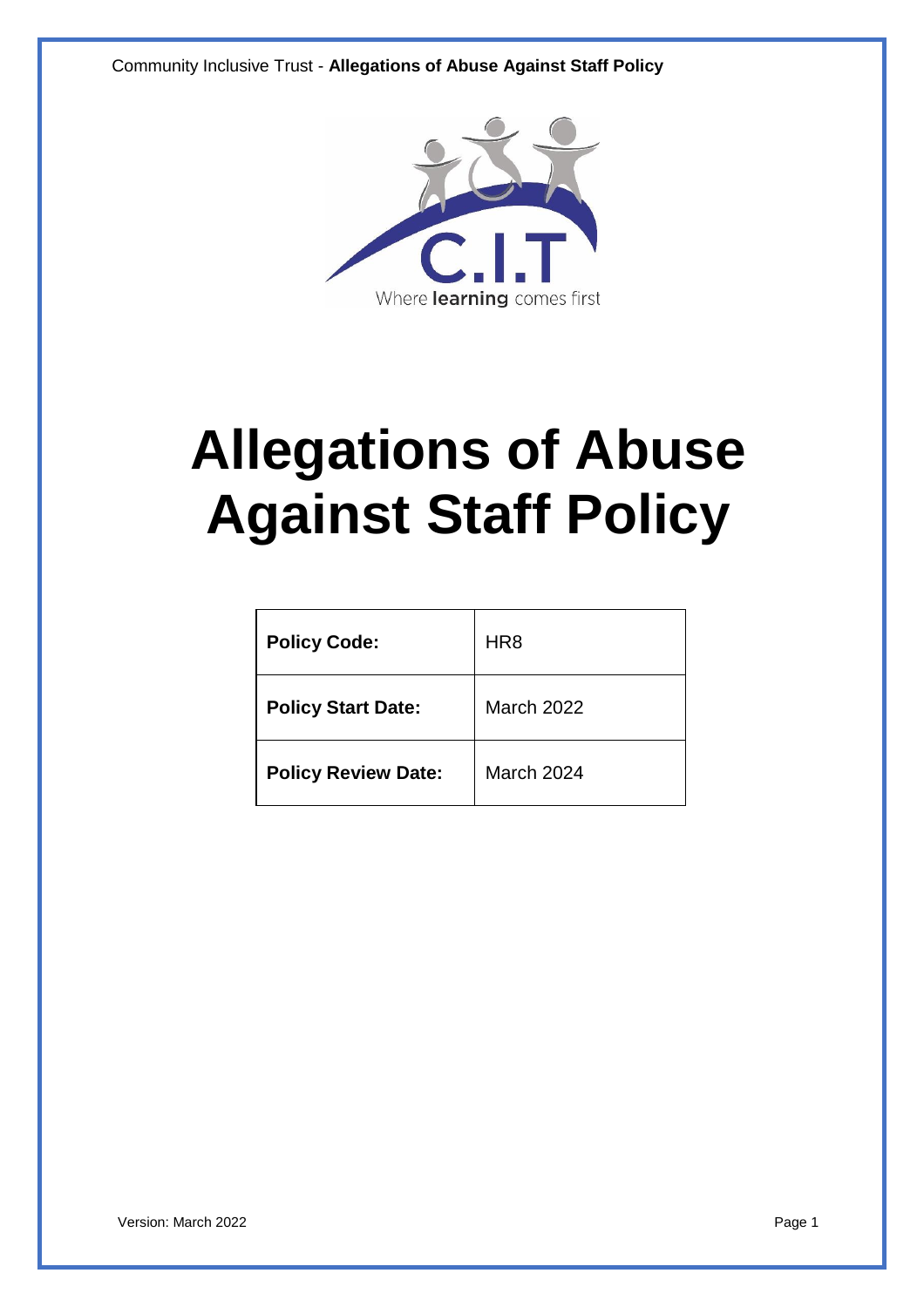# Allegations of Abuse Against Staff Policy

| Policy Code: | HR8 |
|---|---|
| Policy Start Date: | March 2022 |
| Policy Review Date: | March 2024 |

Version: March 2022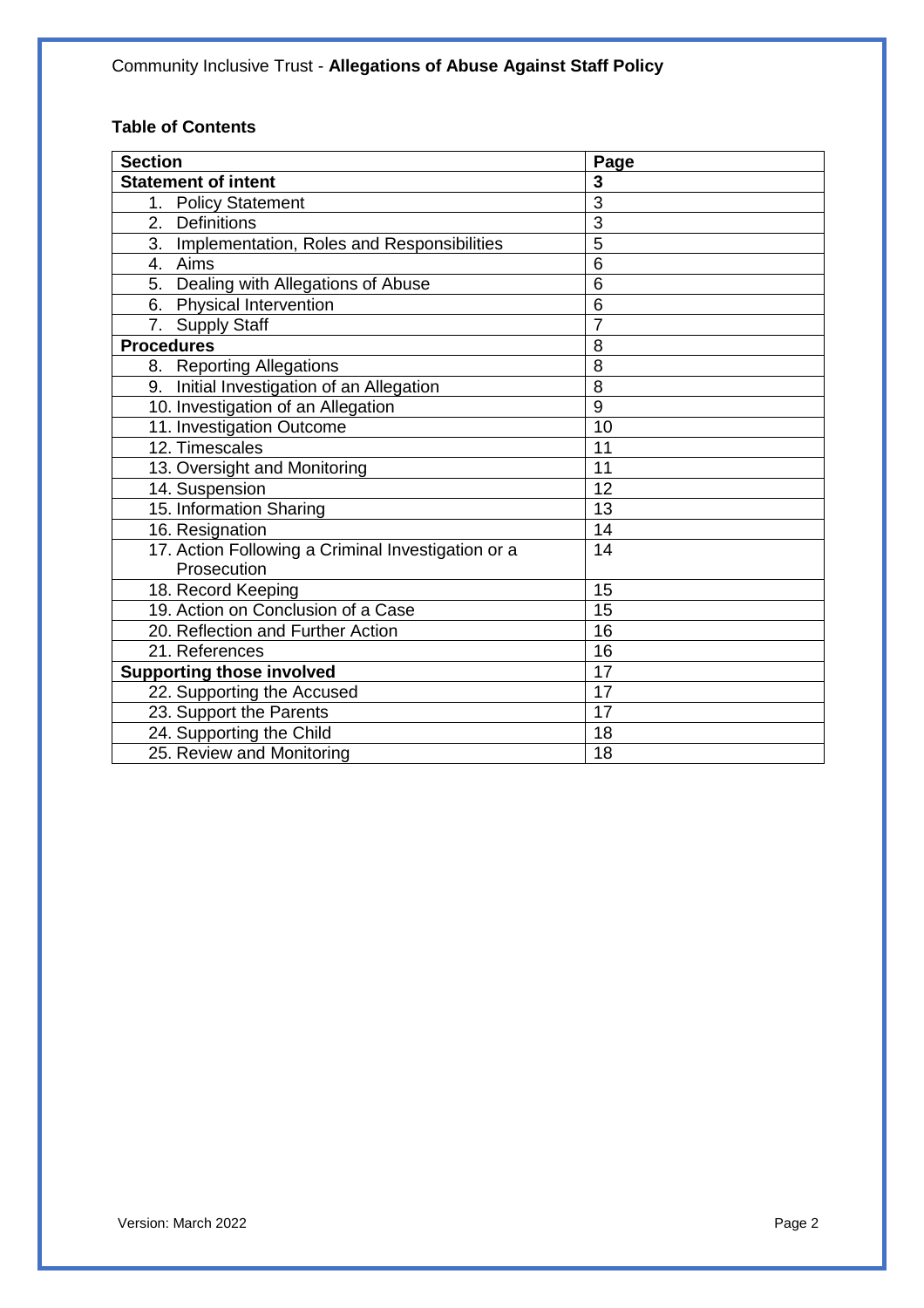**Table of Contents**

| Section | Page |
|---|---|
| **Statement of intent** | **3** |
| 1. Policy Statement | 3 |
| 2. Definitions | 3 |
| 3. Implementation, Roles and Responsibilities | 5 |
| 4. Aims | 6 |
| 5. Dealing with Allegations of Abuse | 6 |
| 6. Physical Intervention | 6 |
| 7. Supply Staff | 7 |
| **Procedures** | 8 |
| 8. Reporting Allegations | 8 |
| 9. Initial Investigation of an Allegation | 8 |
| 10. Investigation of an Allegation | 9 |
| 11. Investigation Outcome | 10 |
| 12. Timescales | 11 |
| 13. Oversight and Monitoring | 11 |
| 14. Suspension | 12 |
| 15. Information Sharing | 13 |
| 16. Resignation | 14 |
| 17. Action Following a Criminal Investigation or a Prosecution | 14 |
| 18. Record Keeping | 15 |
| 19. Action on Conclusion of a Case | 15 |
| 20. Reflection and Further Action | 16 |
| 21. References | 16 |
| **Supporting those involved** | 17 |
| 22. Supporting the Accused | 17 |
| 23. Support the Parents | 17 |
| 24. Supporting the Child | 18 |
| 25. Review and Monitoring | 18 |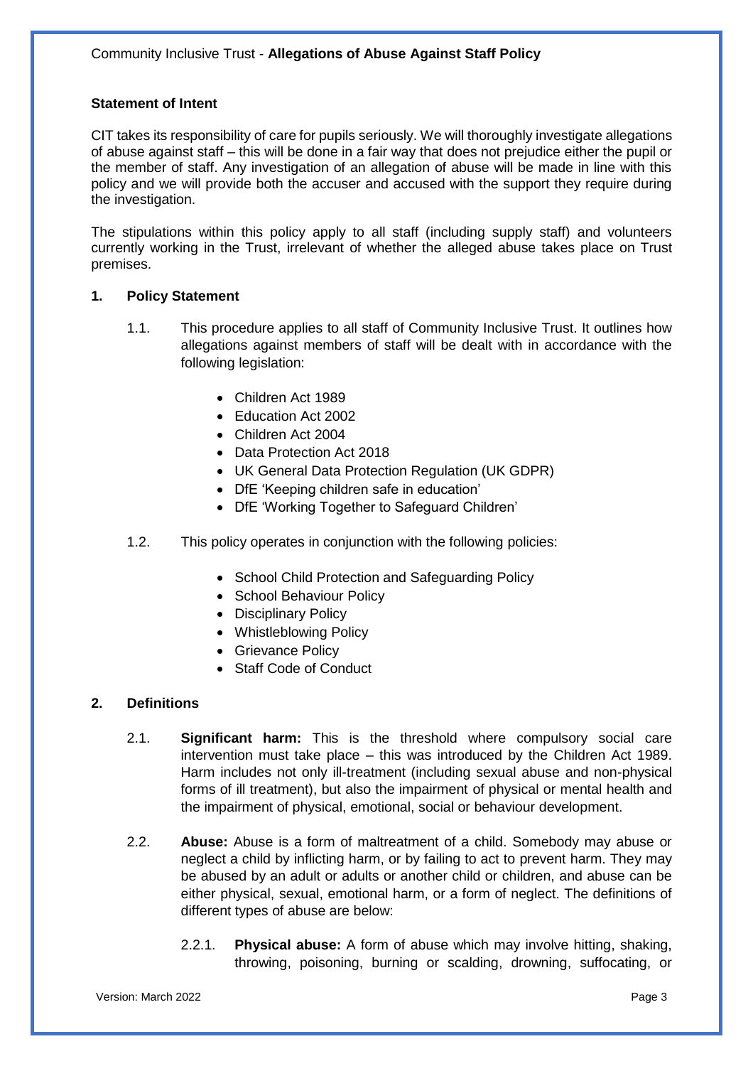## Statement of Intent

CIT takes its responsibility of care for pupils seriously. We will thoroughly investigate allegations of abuse against staff – this will be done in a fair way that does not prejudice either the pupil or the member of staff. Any investigation of an allegation of abuse will be made in line with this policy and we will provide both the accuser and accused with the support they require during the investigation.

The stipulations within this policy apply to all staff (including supply staff) and volunteers currently working in the Trust, irrelevant of whether the alleged abuse takes place on Trust premises.

## 1. Policy Statement

1.1. This procedure applies to all staff of Community Inclusive Trust. It outlines how allegations against members of staff will be dealt with in accordance with the following legislation:

- Children Act 1989
- Education Act 2002
- Children Act 2004
- Data Protection Act 2018
- UK General Data Protection Regulation (UK GDPR)
- DfE 'Keeping children safe in education'
- DfE 'Working Together to Safeguard Children'

1.2. This policy operates in conjunction with the following policies:

- School Child Protection and Safeguarding Policy
- School Behaviour Policy
- Disciplinary Policy
- Whistleblowing Policy
- Grievance Policy
- Staff Code of Conduct

## 2. Definitions

2.1. **Significant harm:** This is the threshold where compulsory social care intervention must take place – this was introduced by the Children Act 1989. Harm includes not only ill-treatment (including sexual abuse and non-physical forms of ill treatment), but also the impairment of physical or mental health and the impairment of physical, emotional, social or behaviour development.

2.2. **Abuse:** Abuse is a form of maltreatment of a child. Somebody may abuse or neglect a child by inflicting harm, or by failing to act to prevent harm. They may be abused by an adult or adults or another child or children, and abuse can be either physical, sexual, emotional harm, or a form of neglect. The definitions of different types of abuse are below:

2.2.1. **Physical abuse:** A form of abuse which may involve hitting, shaking, throwing, poisoning, burning or scalding, drowning, suffocating, or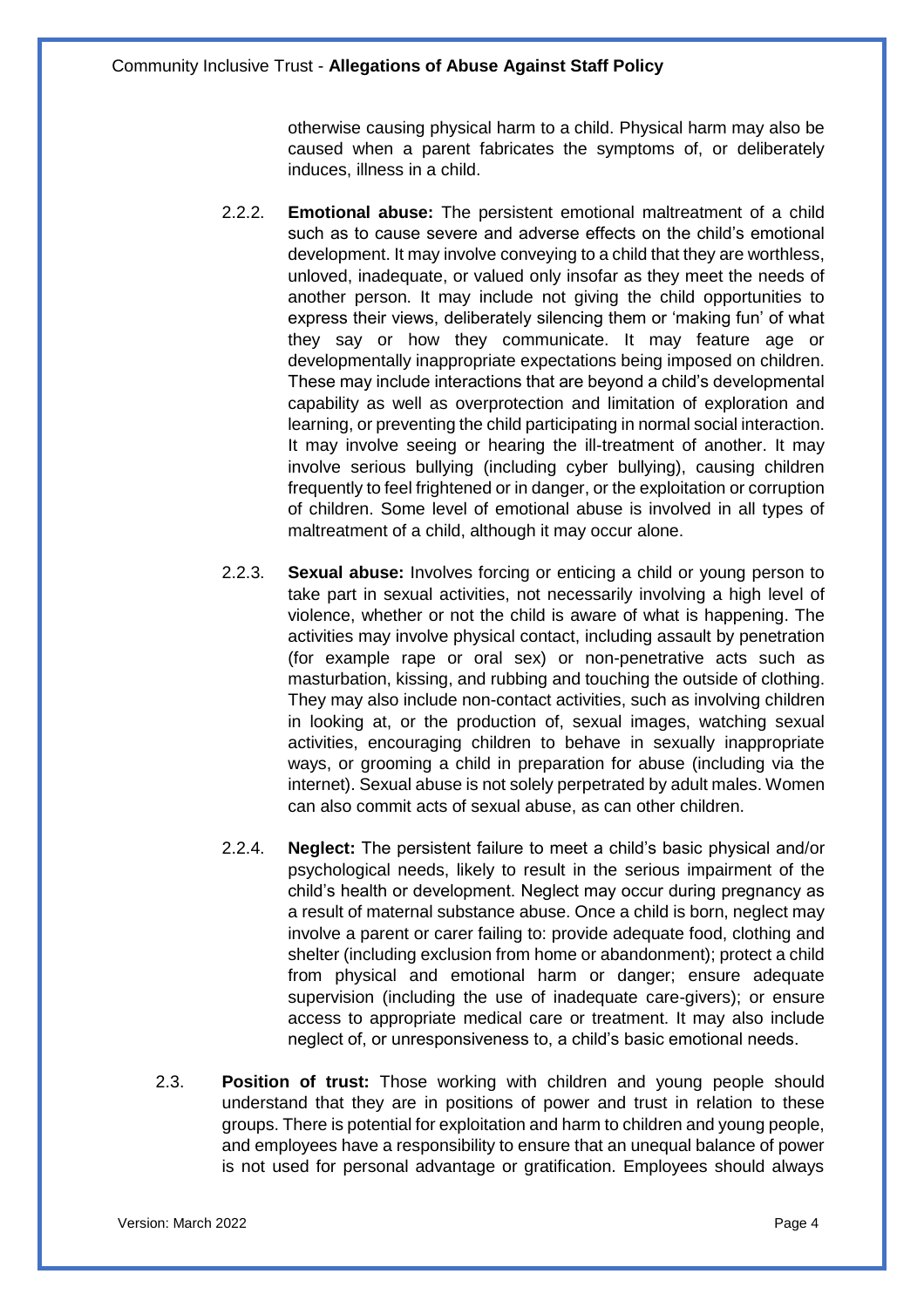otherwise causing physical harm to a child. Physical harm may also be caused when a parent fabricates the symptoms of, or deliberately induces, illness in a child.

2.2.2. **Emotional abuse:** The persistent emotional maltreatment of a child such as to cause severe and adverse effects on the child's emotional development. It may involve conveying to a child that they are worthless, unloved, inadequate, or valued only insofar as they meet the needs of another person. It may include not giving the child opportunities to express their views, deliberately silencing them or 'making fun' of what they say or how they communicate. It may feature age or developmentally inappropriate expectations being imposed on children. These may include interactions that are beyond a child's developmental capability as well as overprotection and limitation of exploration and learning, or preventing the child participating in normal social interaction. It may involve seeing or hearing the ill-treatment of another. It may involve serious bullying (including cyber bullying), causing children frequently to feel frightened or in danger, or the exploitation or corruption of children. Some level of emotional abuse is involved in all types of maltreatment of a child, although it may occur alone.

2.2.3. **Sexual abuse:** Involves forcing or enticing a child or young person to take part in sexual activities, not necessarily involving a high level of violence, whether or not the child is aware of what is happening. The activities may involve physical contact, including assault by penetration (for example rape or oral sex) or non-penetrative acts such as masturbation, kissing, and rubbing and touching the outside of clothing. They may also include non-contact activities, such as involving children in looking at, or the production of, sexual images, watching sexual activities, encouraging children to behave in sexually inappropriate ways, or grooming a child in preparation for abuse (including via the internet). Sexual abuse is not solely perpetrated by adult males. Women can also commit acts of sexual abuse, as can other children.

2.2.4. **Neglect:** The persistent failure to meet a child's basic physical and/or psychological needs, likely to result in the serious impairment of the child's health or development. Neglect may occur during pregnancy as a result of maternal substance abuse. Once a child is born, neglect may involve a parent or carer failing to: provide adequate food, clothing and shelter (including exclusion from home or abandonment); protect a child from physical and emotional harm or danger; ensure adequate supervision (including the use of inadequate care-givers); or ensure access to appropriate medical care or treatment. It may also include neglect of, or unresponsiveness to, a child's basic emotional needs.

2.3. **Position of trust:** Those working with children and young people should understand that they are in positions of power and trust in relation to these groups. There is potential for exploitation and harm to children and young people, and employees have a responsibility to ensure that an unequal balance of power is not used for personal advantage or gratification. Employees should always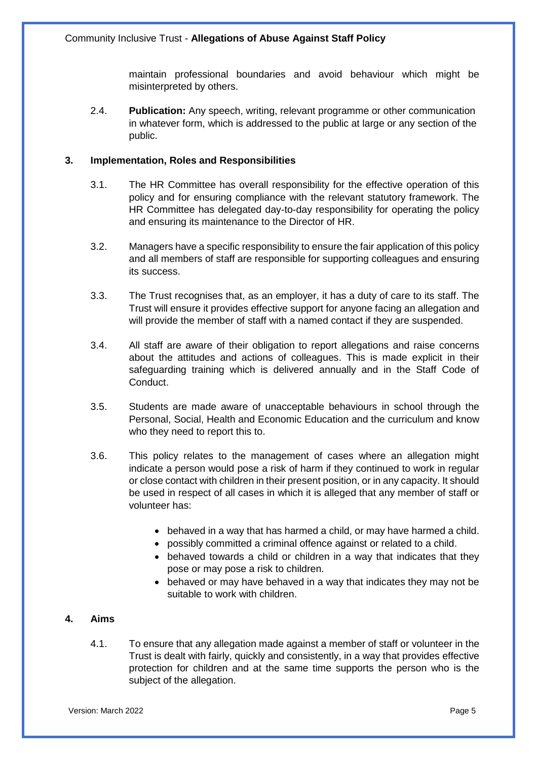maintain professional boundaries and avoid behaviour which might be misinterpreted by others.

2.4. **Publication:** Any speech, writing, relevant programme or other communication in whatever form, which is addressed to the public at large or any section of the public.

## 3. Implementation, Roles and Responsibilities

3.1. The HR Committee has overall responsibility for the effective operation of this policy and for ensuring compliance with the relevant statutory framework. The HR Committee has delegated day-to-day responsibility for operating the policy and ensuring its maintenance to the Director of HR.

3.2. Managers have a specific responsibility to ensure the fair application of this policy and all members of staff are responsible for supporting colleagues and ensuring its success.

3.3. The Trust recognises that, as an employer, it has a duty of care to its staff. The Trust will ensure it provides effective support for anyone facing an allegation and will provide the member of staff with a named contact if they are suspended.

3.4. All staff are aware of their obligation to report allegations and raise concerns about the attitudes and actions of colleagues. This is made explicit in their safeguarding training which is delivered annually and in the Staff Code of Conduct.

3.5. Students are made aware of unacceptable behaviours in school through the Personal, Social, Health and Economic Education and the curriculum and know who they need to report this to.

3.6. This policy relates to the management of cases where an allegation might indicate a person would pose a risk of harm if they continued to work in regular or close contact with children in their present position, or in any capacity. It should be used in respect of all cases in which it is alleged that any member of staff or volunteer has:

- behaved in a way that has harmed a child, or may have harmed a child.
- possibly committed a criminal offence against or related to a child.
- behaved towards a child or children in a way that indicates that they pose or may pose a risk to children.
- behaved or may have behaved in a way that indicates they may not be suitable to work with children.

## 4. Aims

4.1. To ensure that any allegation made against a member of staff or volunteer in the Trust is dealt with fairly, quickly and consistently, in a way that provides effective protection for children and at the same time supports the person who is the subject of the allegation.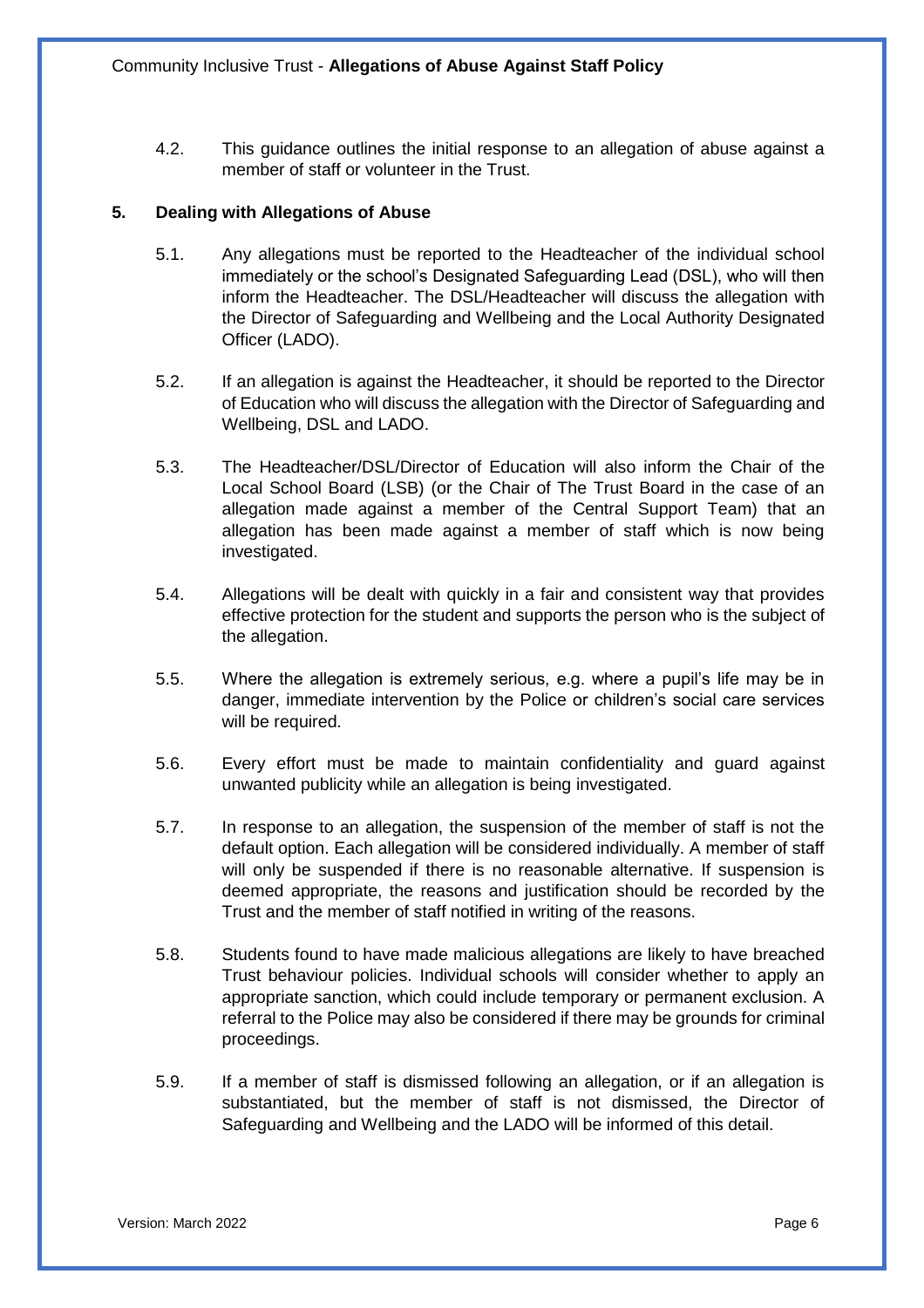4.2. This guidance outlines the initial response to an allegation of abuse against a member of staff or volunteer in the Trust.

## 5. Dealing with Allegations of Abuse

5.1. Any allegations must be reported to the Headteacher of the individual school immediately or the school's Designated Safeguarding Lead (DSL), who will then inform the Headteacher. The DSL/Headteacher will discuss the allegation with the Director of Safeguarding and Wellbeing and the Local Authority Designated Officer (LADO).

5.2. If an allegation is against the Headteacher, it should be reported to the Director of Education who will discuss the allegation with the Director of Safeguarding and Wellbeing, DSL and LADO.

5.3. The Headteacher/DSL/Director of Education will also inform the Chair of the Local School Board (LSB) (or the Chair of The Trust Board in the case of an allegation made against a member of the Central Support Team) that an allegation has been made against a member of staff which is now being investigated.

5.4. Allegations will be dealt with quickly in a fair and consistent way that provides effective protection for the student and supports the person who is the subject of the allegation.

5.5. Where the allegation is extremely serious, e.g. where a pupil's life may be in danger, immediate intervention by the Police or children's social care services will be required.

5.6. Every effort must be made to maintain confidentiality and guard against unwanted publicity while an allegation is being investigated.

5.7. In response to an allegation, the suspension of the member of staff is not the default option. Each allegation will be considered individually. A member of staff will only be suspended if there is no reasonable alternative. If suspension is deemed appropriate, the reasons and justification should be recorded by the Trust and the member of staff notified in writing of the reasons.

5.8. Students found to have made malicious allegations are likely to have breached Trust behaviour policies. Individual schools will consider whether to apply an appropriate sanction, which could include temporary or permanent exclusion. A referral to the Police may also be considered if there may be grounds for criminal proceedings.

5.9. If a member of staff is dismissed following an allegation, or if an allegation is substantiated, but the member of staff is not dismissed, the Director of Safeguarding and Wellbeing and the LADO will be informed of this detail.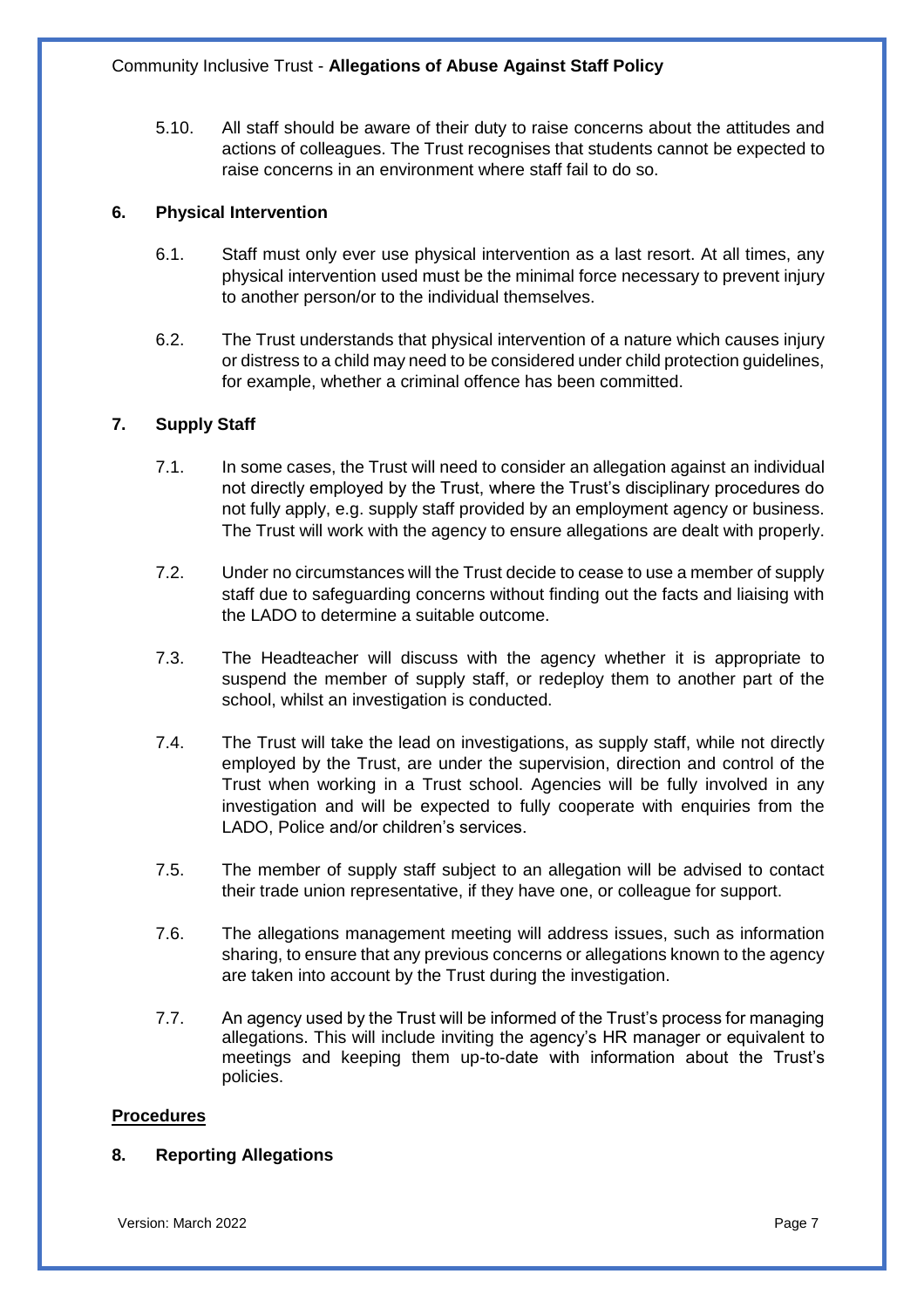5.10. All staff should be aware of their duty to raise concerns about the attitudes and actions of colleagues. The Trust recognises that students cannot be expected to raise concerns in an environment where staff fail to do so.

## 6. Physical Intervention

6.1. Staff must only ever use physical intervention as a last resort. At all times, any physical intervention used must be the minimal force necessary to prevent injury to another person/or to the individual themselves.

6.2. The Trust understands that physical intervention of a nature which causes injury or distress to a child may need to be considered under child protection guidelines, for example, whether a criminal offence has been committed.

## 7. Supply Staff

7.1. In some cases, the Trust will need to consider an allegation against an individual not directly employed by the Trust, where the Trust's disciplinary procedures do not fully apply, e.g. supply staff provided by an employment agency or business. The Trust will work with the agency to ensure allegations are dealt with properly.

7.2. Under no circumstances will the Trust decide to cease to use a member of supply staff due to safeguarding concerns without finding out the facts and liaising with the LADO to determine a suitable outcome.

7.3. The Headteacher will discuss with the agency whether it is appropriate to suspend the member of supply staff, or redeploy them to another part of the school, whilst an investigation is conducted.

7.4. The Trust will take the lead on investigations, as supply staff, while not directly employed by the Trust, are under the supervision, direction and control of the Trust when working in a Trust school. Agencies will be fully involved in any investigation and will be expected to fully cooperate with enquiries from the LADO, Police and/or children's services.

7.5. The member of supply staff subject to an allegation will be advised to contact their trade union representative, if they have one, or colleague for support.

7.6. The allegations management meeting will address issues, such as information sharing, to ensure that any previous concerns or allegations known to the agency are taken into account by the Trust during the investigation.

7.7. An agency used by the Trust will be informed of the Trust's process for managing allegations. This will include inviting the agency's HR manager or equivalent to meetings and keeping them up-to-date with information about the Trust's policies.

# Procedures

## 8. Reporting Allegations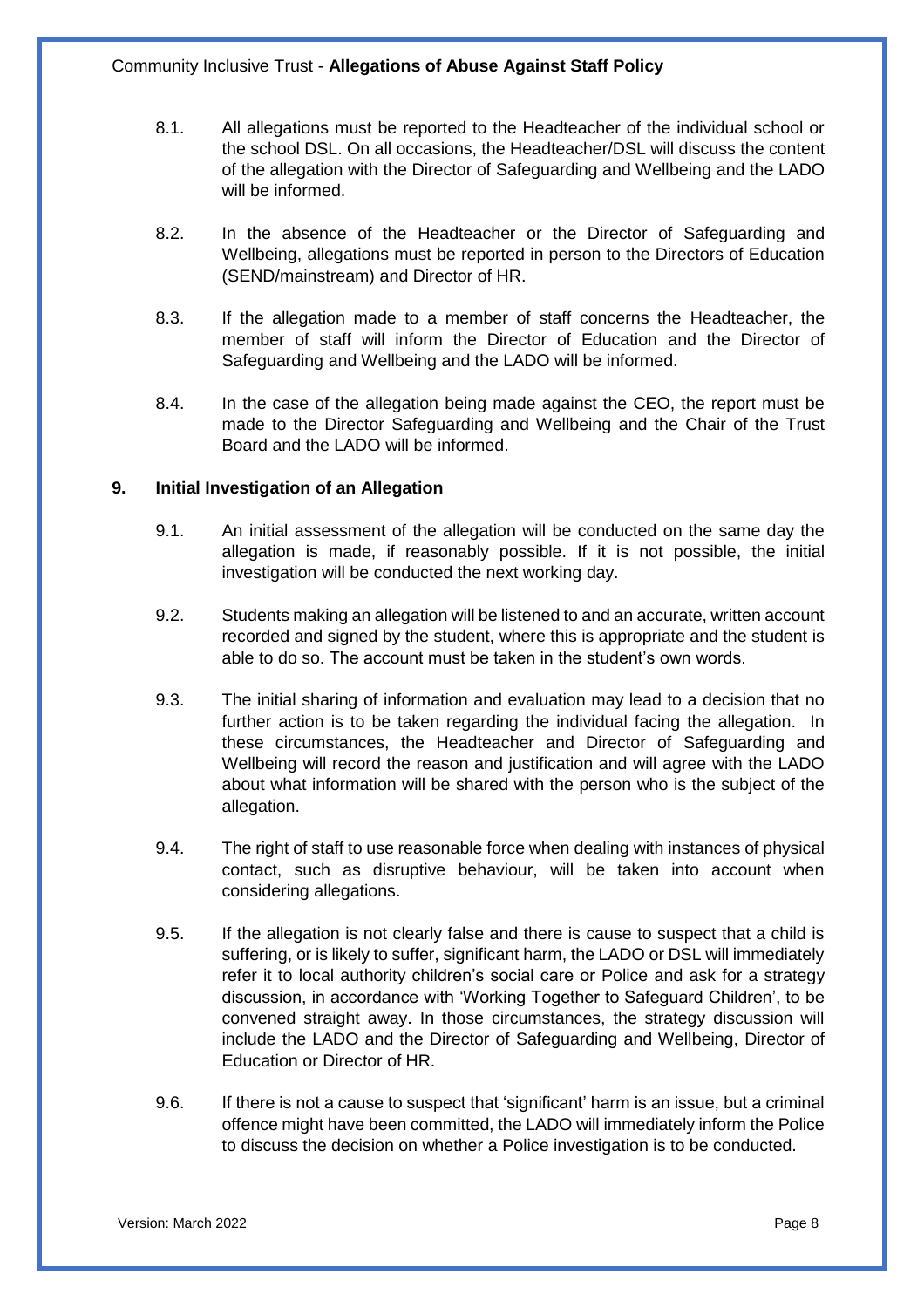8.1. All allegations must be reported to the Headteacher of the individual school or the school DSL. On all occasions, the Headteacher/DSL will discuss the content of the allegation with the Director of Safeguarding and Wellbeing and the LADO will be informed.

8.2. In the absence of the Headteacher or the Director of Safeguarding and Wellbeing, allegations must be reported in person to the Directors of Education (SEND/mainstream) and Director of HR.

8.3. If the allegation made to a member of staff concerns the Headteacher, the member of staff will inform the Director of Education and the Director of Safeguarding and Wellbeing and the LADO will be informed.

8.4. In the case of the allegation being made against the CEO, the report must be made to the Director Safeguarding and Wellbeing and the Chair of the Trust Board and the LADO will be informed.

## 9. Initial Investigation of an Allegation

9.1. An initial assessment of the allegation will be conducted on the same day the allegation is made, if reasonably possible. If it is not possible, the initial investigation will be conducted the next working day.

9.2. Students making an allegation will be listened to and an accurate, written account recorded and signed by the student, where this is appropriate and the student is able to do so. The account must be taken in the student's own words.

9.3. The initial sharing of information and evaluation may lead to a decision that no further action is to be taken regarding the individual facing the allegation. In these circumstances, the Headteacher and Director of Safeguarding and Wellbeing will record the reason and justification and will agree with the LADO about what information will be shared with the person who is the subject of the allegation.

9.4. The right of staff to use reasonable force when dealing with instances of physical contact, such as disruptive behaviour, will be taken into account when considering allegations.

9.5. If the allegation is not clearly false and there is cause to suspect that a child is suffering, or is likely to suffer, significant harm, the LADO or DSL will immediately refer it to local authority children's social care or Police and ask for a strategy discussion, in accordance with 'Working Together to Safeguard Children', to be convened straight away. In those circumstances, the strategy discussion will include the LADO and the Director of Safeguarding and Wellbeing, Director of Education or Director of HR.

9.6. If there is not a cause to suspect that 'significant' harm is an issue, but a criminal offence might have been committed, the LADO will immediately inform the Police to discuss the decision on whether a Police investigation is to be conducted.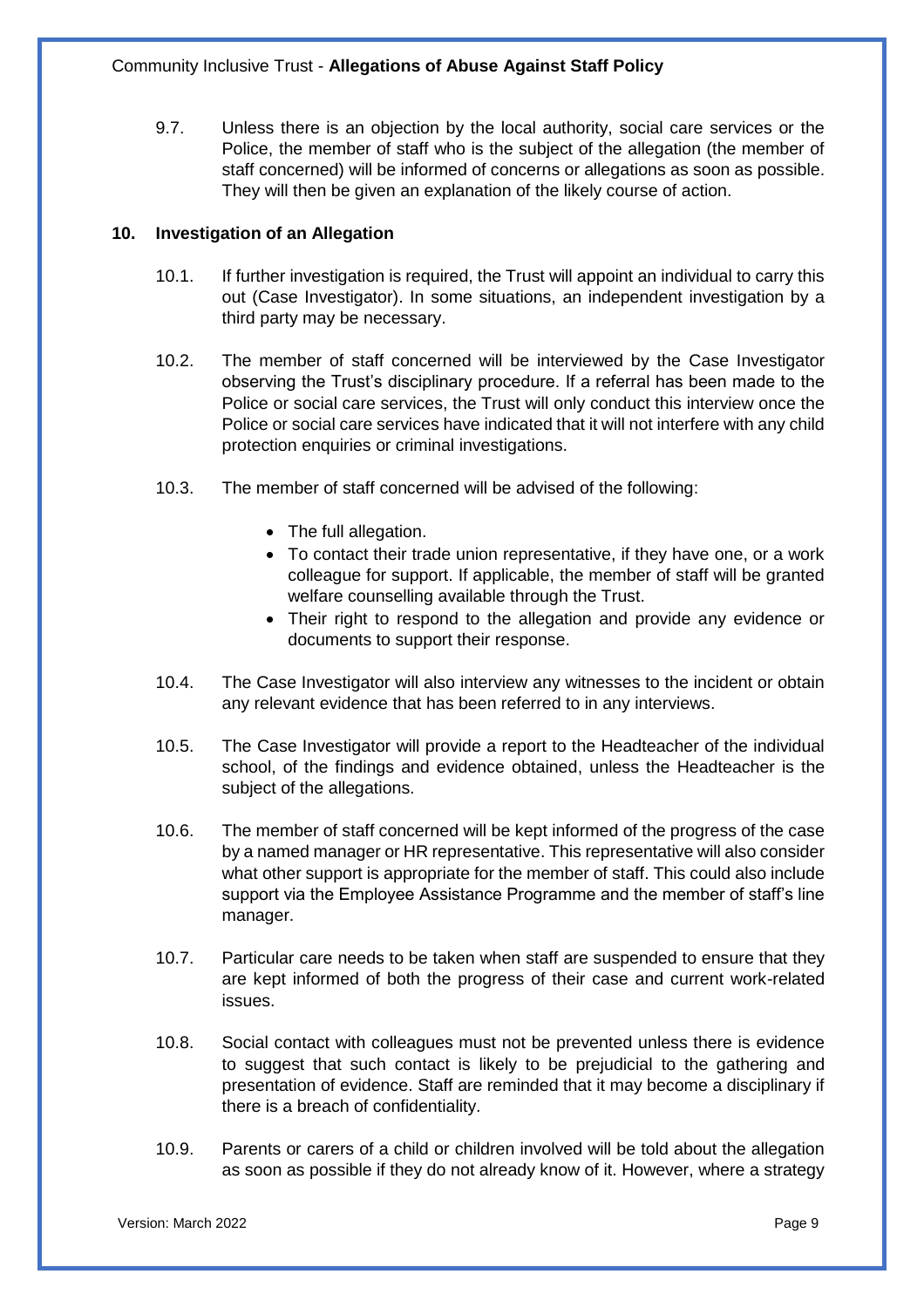9.7. Unless there is an objection by the local authority, social care services or the Police, the member of staff who is the subject of the allegation (the member of staff concerned) will be informed of concerns or allegations as soon as possible. They will then be given an explanation of the likely course of action.

## 10. Investigation of an Allegation

10.1. If further investigation is required, the Trust will appoint an individual to carry this out (Case Investigator). In some situations, an independent investigation by a third party may be necessary.

10.2. The member of staff concerned will be interviewed by the Case Investigator observing the Trust's disciplinary procedure. If a referral has been made to the Police or social care services, the Trust will only conduct this interview once the Police or social care services have indicated that it will not interfere with any child protection enquiries or criminal investigations.

10.3. The member of staff concerned will be advised of the following:

- The full allegation.
- To contact their trade union representative, if they have one, or a work colleague for support. If applicable, the member of staff will be granted welfare counselling available through the Trust.
- Their right to respond to the allegation and provide any evidence or documents to support their response.

10.4. The Case Investigator will also interview any witnesses to the incident or obtain any relevant evidence that has been referred to in any interviews.

10.5. The Case Investigator will provide a report to the Headteacher of the individual school, of the findings and evidence obtained, unless the Headteacher is the subject of the allegations.

10.6. The member of staff concerned will be kept informed of the progress of the case by a named manager or HR representative. This representative will also consider what other support is appropriate for the member of staff. This could also include support via the Employee Assistance Programme and the member of staff's line manager.

10.7. Particular care needs to be taken when staff are suspended to ensure that they are kept informed of both the progress of their case and current work-related issues.

10.8. Social contact with colleagues must not be prevented unless there is evidence to suggest that such contact is likely to be prejudicial to the gathering and presentation of evidence. Staff are reminded that it may become a disciplinary if there is a breach of confidentiality.

10.9. Parents or carers of a child or children involved will be told about the allegation as soon as possible if they do not already know of it. However, where a strategy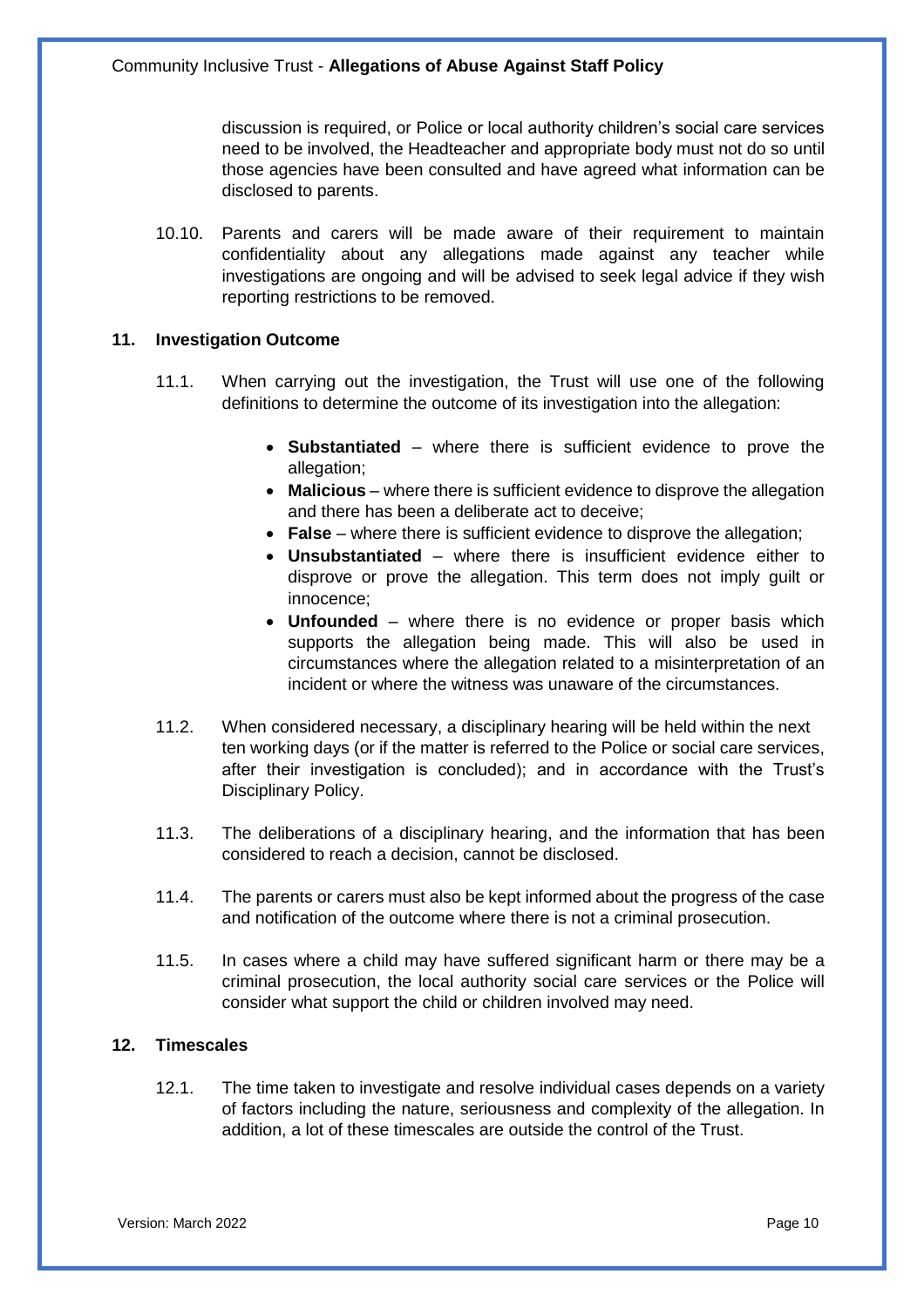discussion is required, or Police or local authority children's social care services need to be involved, the Headteacher and appropriate body must not do so until those agencies have been consulted and have agreed what information can be disclosed to parents.

10.10. Parents and carers will be made aware of their requirement to maintain confidentiality about any allegations made against any teacher while investigations are ongoing and will be advised to seek legal advice if they wish reporting restrictions to be removed.

## 11. Investigation Outcome

11.1. When carrying out the investigation, the Trust will use one of the following definitions to determine the outcome of its investigation into the allegation:

- **Substantiated** – where there is sufficient evidence to prove the allegation;
- **Malicious** – where there is sufficient evidence to disprove the allegation and there has been a deliberate act to deceive;
- **False** – where there is sufficient evidence to disprove the allegation;
- **Unsubstantiated** – where there is insufficient evidence either to disprove or prove the allegation. This term does not imply guilt or innocence;
- **Unfounded** – where there is no evidence or proper basis which supports the allegation being made. This will also be used in circumstances where the allegation related to a misinterpretation of an incident or where the witness was unaware of the circumstances.

11.2. When considered necessary, a disciplinary hearing will be held within the next ten working days (or if the matter is referred to the Police or social care services, after their investigation is concluded); and in accordance with the Trust's Disciplinary Policy.

11.3. The deliberations of a disciplinary hearing, and the information that has been considered to reach a decision, cannot be disclosed.

11.4. The parents or carers must also be kept informed about the progress of the case and notification of the outcome where there is not a criminal prosecution.

11.5. In cases where a child may have suffered significant harm or there may be a criminal prosecution, the local authority social care services or the Police will consider what support the child or children involved may need.

## 12. Timescales

12.1. The time taken to investigate and resolve individual cases depends on a variety of factors including the nature, seriousness and complexity of the allegation. In addition, a lot of these timescales are outside the control of the Trust.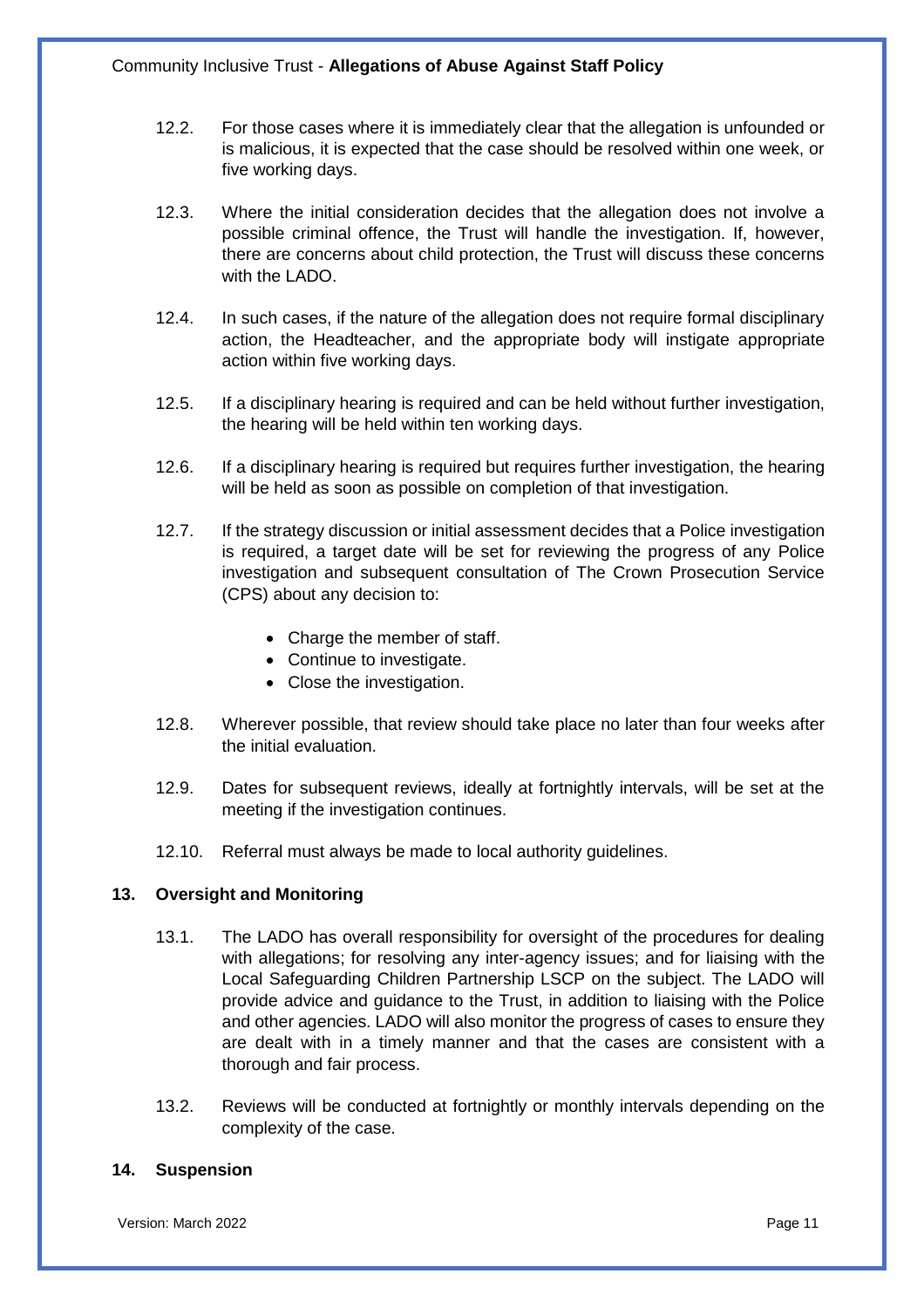12.2. For those cases where it is immediately clear that the allegation is unfounded or is malicious, it is expected that the case should be resolved within one week, or five working days.

12.3. Where the initial consideration decides that the allegation does not involve a possible criminal offence, the Trust will handle the investigation. If, however, there are concerns about child protection, the Trust will discuss these concerns with the LADO.

12.4. In such cases, if the nature of the allegation does not require formal disciplinary action, the Headteacher, and the appropriate body will instigate appropriate action within five working days.

12.5. If a disciplinary hearing is required and can be held without further investigation, the hearing will be held within ten working days.

12.6. If a disciplinary hearing is required but requires further investigation, the hearing will be held as soon as possible on completion of that investigation.

12.7. If the strategy discussion or initial assessment decides that a Police investigation is required, a target date will be set for reviewing the progress of any Police investigation and subsequent consultation of The Crown Prosecution Service (CPS) about any decision to:

- Charge the member of staff.
- Continue to investigate.
- Close the investigation.

12.8. Wherever possible, that review should take place no later than four weeks after the initial evaluation.

12.9. Dates for subsequent reviews, ideally at fortnightly intervals, will be set at the meeting if the investigation continues.

12.10. Referral must always be made to local authority guidelines.

## 13. Oversight and Monitoring

13.1. The LADO has overall responsibility for oversight of the procedures for dealing with allegations; for resolving any inter-agency issues; and for liaising with the Local Safeguarding Children Partnership LSCP on the subject. The LADO will provide advice and guidance to the Trust, in addition to liaising with the Police and other agencies. LADO will also monitor the progress of cases to ensure they are dealt with in a timely manner and that the cases are consistent with a thorough and fair process.

13.2. Reviews will be conducted at fortnightly or monthly intervals depending on the complexity of the case.

## 14. Suspension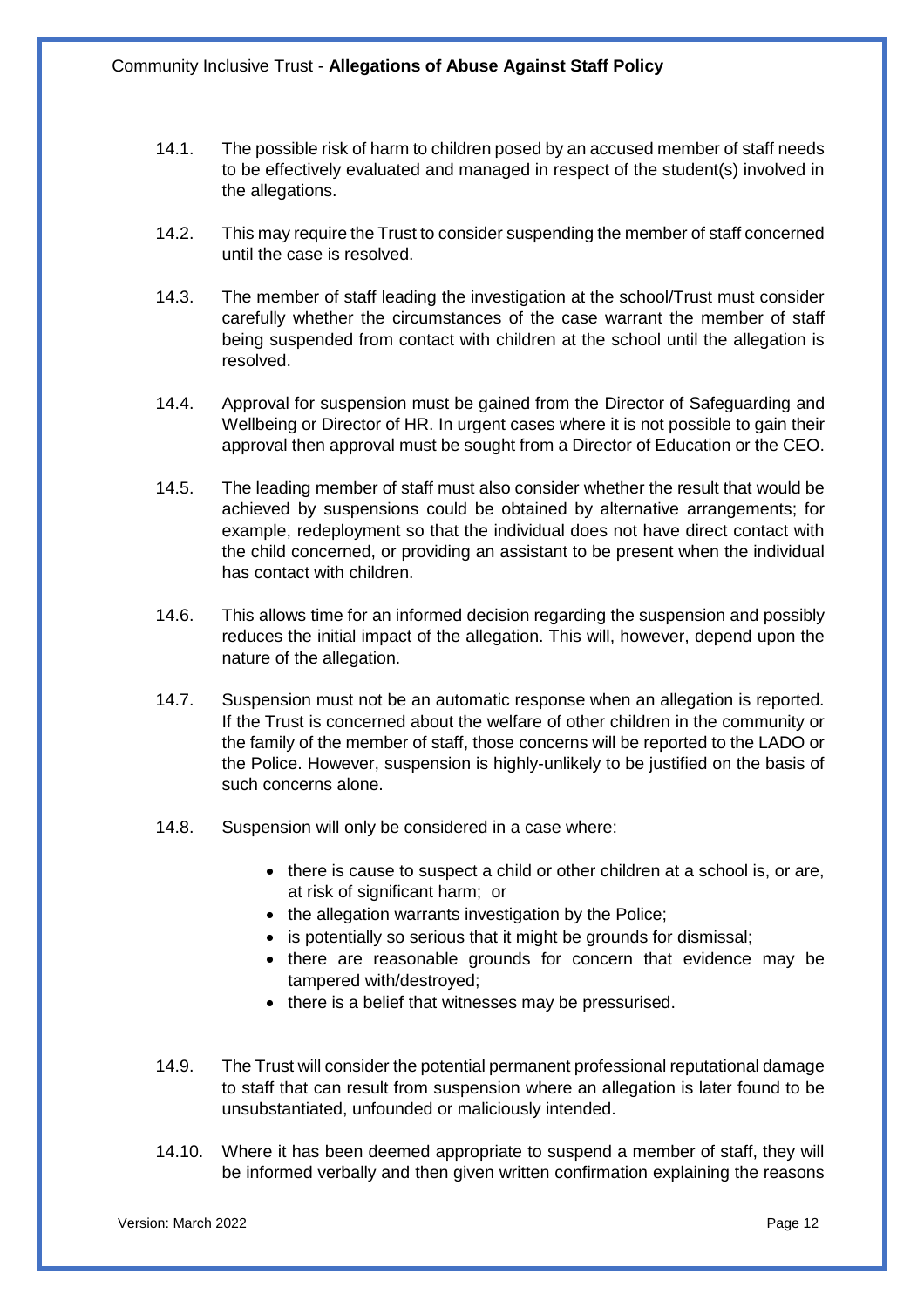14.1. The possible risk of harm to children posed by an accused member of staff needs to be effectively evaluated and managed in respect of the student(s) involved in the allegations.

14.2. This may require the Trust to consider suspending the member of staff concerned until the case is resolved.

14.3. The member of staff leading the investigation at the school/Trust must consider carefully whether the circumstances of the case warrant the member of staff being suspended from contact with children at the school until the allegation is resolved.

14.4. Approval for suspension must be gained from the Director of Safeguarding and Wellbeing or Director of HR. In urgent cases where it is not possible to gain their approval then approval must be sought from a Director of Education or the CEO.

14.5. The leading member of staff must also consider whether the result that would be achieved by suspensions could be obtained by alternative arrangements; for example, redeployment so that the individual does not have direct contact with the child concerned, or providing an assistant to be present when the individual has contact with children.

14.6. This allows time for an informed decision regarding the suspension and possibly reduces the initial impact of the allegation. This will, however, depend upon the nature of the allegation.

14.7. Suspension must not be an automatic response when an allegation is reported. If the Trust is concerned about the welfare of other children in the community or the family of the member of staff, those concerns will be reported to the LADO or the Police. However, suspension is highly-unlikely to be justified on the basis of such concerns alone.

14.8. Suspension will only be considered in a case where:

- there is cause to suspect a child or other children at a school is, or are, at risk of significant harm; or
- the allegation warrants investigation by the Police;
- is potentially so serious that it might be grounds for dismissal;
- there are reasonable grounds for concern that evidence may be tampered with/destroyed;
- there is a belief that witnesses may be pressurised.

14.9. The Trust will consider the potential permanent professional reputational damage to staff that can result from suspension where an allegation is later found to be unsubstantiated, unfounded or maliciously intended.

14.10. Where it has been deemed appropriate to suspend a member of staff, they will be informed verbally and then given written confirmation explaining the reasons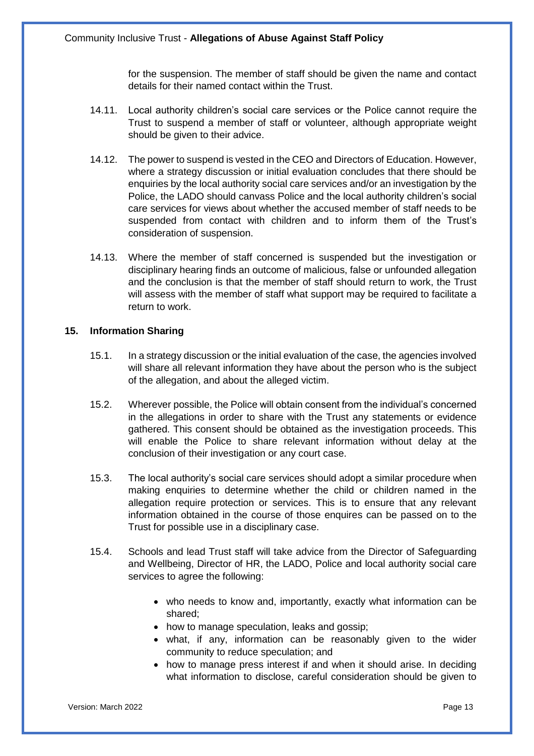for the suspension. The member of staff should be given the name and contact details for their named contact within the Trust.

14.11. Local authority children's social care services or the Police cannot require the Trust to suspend a member of staff or volunteer, although appropriate weight should be given to their advice.

14.12. The power to suspend is vested in the CEO and Directors of Education. However, where a strategy discussion or initial evaluation concludes that there should be enquiries by the local authority social care services and/or an investigation by the Police, the LADO should canvass Police and the local authority children's social care services for views about whether the accused member of staff needs to be suspended from contact with children and to inform them of the Trust's consideration of suspension.

14.13. Where the member of staff concerned is suspended but the investigation or disciplinary hearing finds an outcome of malicious, false or unfounded allegation and the conclusion is that the member of staff should return to work, the Trust will assess with the member of staff what support may be required to facilitate a return to work.

## 15. Information Sharing

15.1. In a strategy discussion or the initial evaluation of the case, the agencies involved will share all relevant information they have about the person who is the subject of the allegation, and about the alleged victim.

15.2. Wherever possible, the Police will obtain consent from the individual's concerned in the allegations in order to share with the Trust any statements or evidence gathered. This consent should be obtained as the investigation proceeds. This will enable the Police to share relevant information without delay at the conclusion of their investigation or any court case.

15.3. The local authority's social care services should adopt a similar procedure when making enquiries to determine whether the child or children named in the allegation require protection or services. This is to ensure that any relevant information obtained in the course of those enquires can be passed on to the Trust for possible use in a disciplinary case.

15.4. Schools and lead Trust staff will take advice from the Director of Safeguarding and Wellbeing, Director of HR, the LADO, Police and local authority social care services to agree the following:

- who needs to know and, importantly, exactly what information can be shared;
- how to manage speculation, leaks and gossip;
- what, if any, information can be reasonably given to the wider community to reduce speculation; and
- how to manage press interest if and when it should arise. In deciding what information to disclose, careful consideration should be given to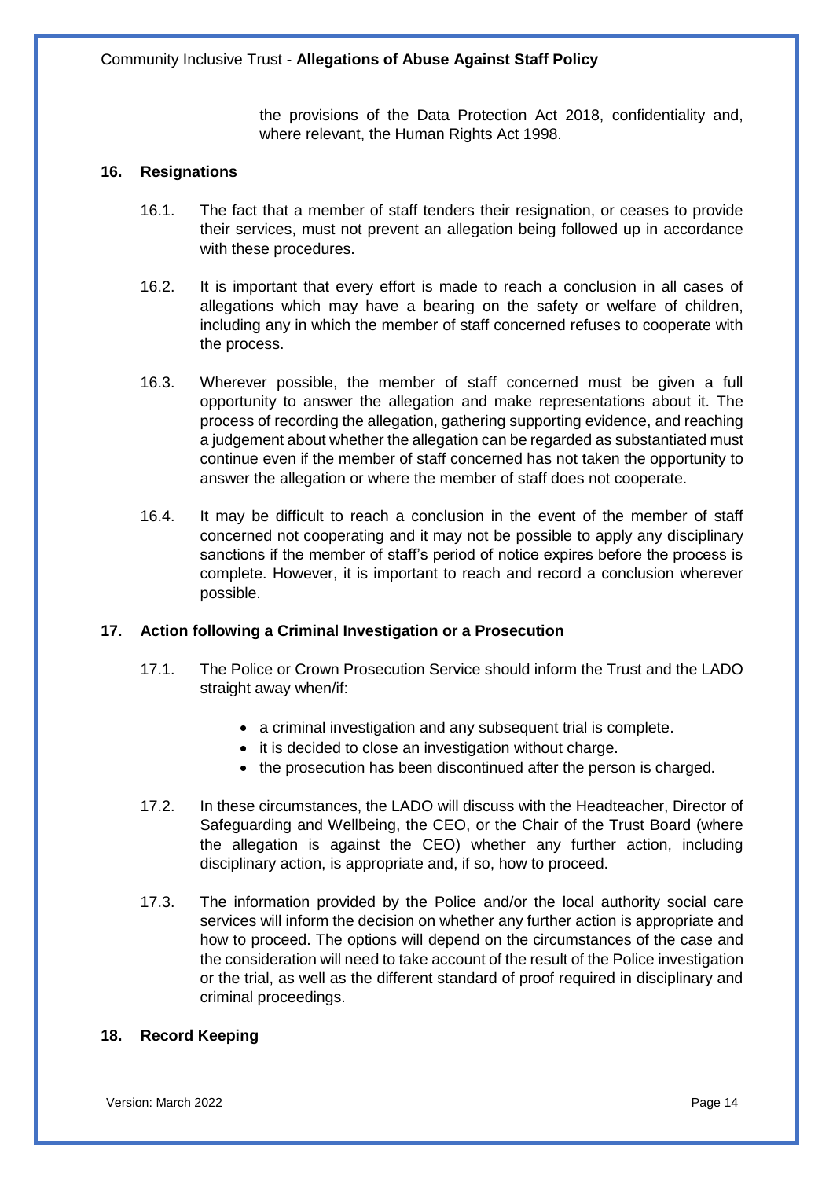the provisions of the Data Protection Act 2018, confidentiality and, where relevant, the Human Rights Act 1998.

## 16. Resignations

16.1. The fact that a member of staff tenders their resignation, or ceases to provide their services, must not prevent an allegation being followed up in accordance with these procedures.

16.2. It is important that every effort is made to reach a conclusion in all cases of allegations which may have a bearing on the safety or welfare of children, including any in which the member of staff concerned refuses to cooperate with the process.

16.3. Wherever possible, the member of staff concerned must be given a full opportunity to answer the allegation and make representations about it. The process of recording the allegation, gathering supporting evidence, and reaching a judgement about whether the allegation can be regarded as substantiated must continue even if the member of staff concerned has not taken the opportunity to answer the allegation or where the member of staff does not cooperate.

16.4. It may be difficult to reach a conclusion in the event of the member of staff concerned not cooperating and it may not be possible to apply any disciplinary sanctions if the member of staff's period of notice expires before the process is complete. However, it is important to reach and record a conclusion wherever possible.

## 17. Action following a Criminal Investigation or a Prosecution

17.1. The Police or Crown Prosecution Service should inform the Trust and the LADO straight away when/if:

- a criminal investigation and any subsequent trial is complete.
- it is decided to close an investigation without charge.
- the prosecution has been discontinued after the person is charged.

17.2. In these circumstances, the LADO will discuss with the Headteacher, Director of Safeguarding and Wellbeing, the CEO, or the Chair of the Trust Board (where the allegation is against the CEO) whether any further action, including disciplinary action, is appropriate and, if so, how to proceed.

17.3. The information provided by the Police and/or the local authority social care services will inform the decision on whether any further action is appropriate and how to proceed. The options will depend on the circumstances of the case and the consideration will need to take account of the result of the Police investigation or the trial, as well as the different standard of proof required in disciplinary and criminal proceedings.

## 18. Record Keeping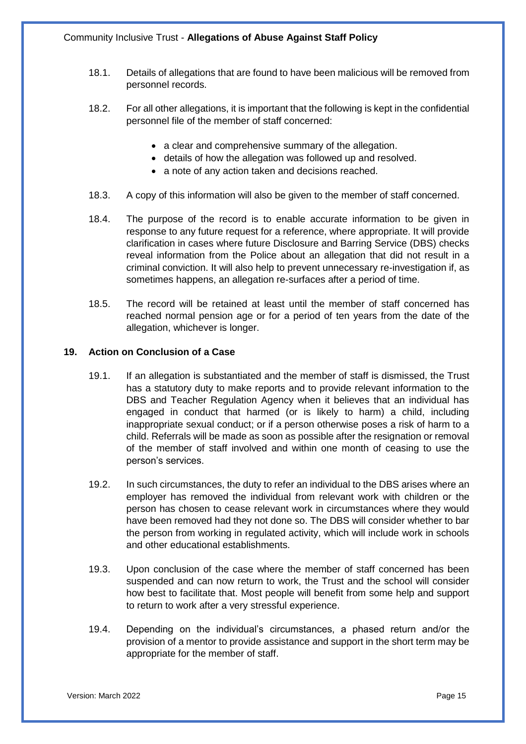18.1. Details of allegations that are found to have been malicious will be removed from personnel records.

18.2. For all other allegations, it is important that the following is kept in the confidential personnel file of the member of staff concerned:

- a clear and comprehensive summary of the allegation.
- details of how the allegation was followed up and resolved.
- a note of any action taken and decisions reached.

18.3. A copy of this information will also be given to the member of staff concerned.

18.4. The purpose of the record is to enable accurate information to be given in response to any future request for a reference, where appropriate. It will provide clarification in cases where future Disclosure and Barring Service (DBS) checks reveal information from the Police about an allegation that did not result in a criminal conviction. It will also help to prevent unnecessary re-investigation if, as sometimes happens, an allegation re-surfaces after a period of time.

18.5. The record will be retained at least until the member of staff concerned has reached normal pension age or for a period of ten years from the date of the allegation, whichever is longer.

## 19. Action on Conclusion of a Case

19.1. If an allegation is substantiated and the member of staff is dismissed, the Trust has a statutory duty to make reports and to provide relevant information to the DBS and Teacher Regulation Agency when it believes that an individual has engaged in conduct that harmed (or is likely to harm) a child, including inappropriate sexual conduct; or if a person otherwise poses a risk of harm to a child. Referrals will be made as soon as possible after the resignation or removal of the member of staff involved and within one month of ceasing to use the person's services.

19.2. In such circumstances, the duty to refer an individual to the DBS arises where an employer has removed the individual from relevant work with children or the person has chosen to cease relevant work in circumstances where they would have been removed had they not done so. The DBS will consider whether to bar the person from working in regulated activity, which will include work in schools and other educational establishments.

19.3. Upon conclusion of the case where the member of staff concerned has been suspended and can now return to work, the Trust and the school will consider how best to facilitate that. Most people will benefit from some help and support to return to work after a very stressful experience.

19.4. Depending on the individual's circumstances, a phased return and/or the provision of a mentor to provide assistance and support in the short term may be appropriate for the member of staff.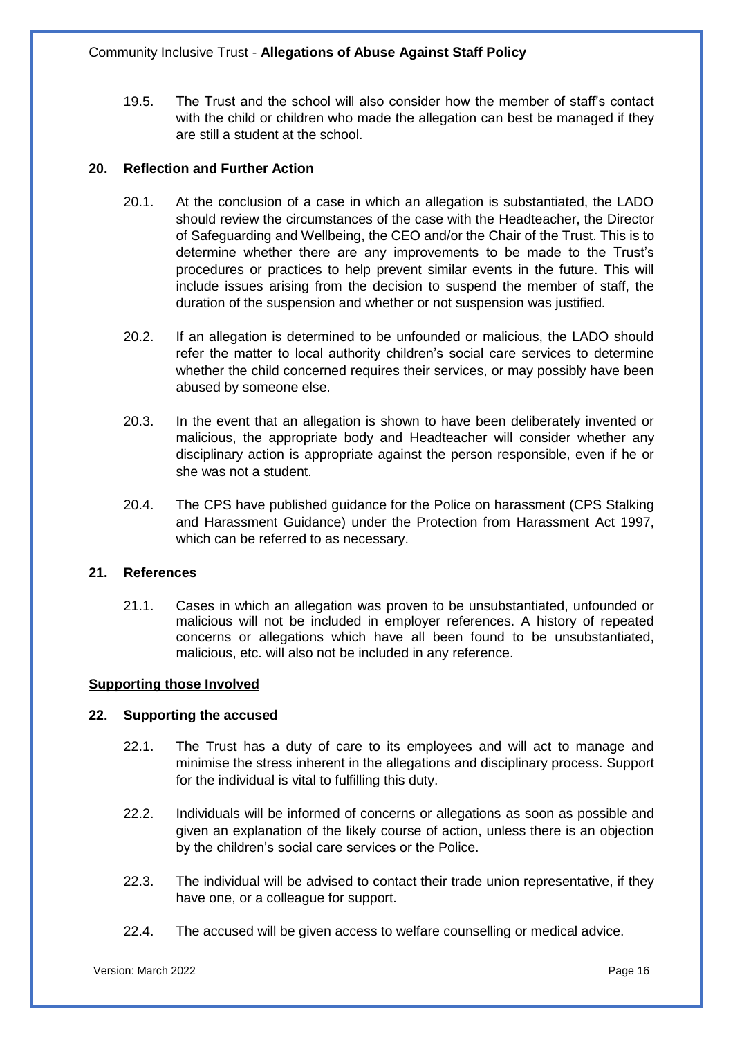19.5. The Trust and the school will also consider how the member of staff's contact with the child or children who made the allegation can best be managed if they are still a student at the school.

## 20. Reflection and Further Action

20.1. At the conclusion of a case in which an allegation is substantiated, the LADO should review the circumstances of the case with the Headteacher, the Director of Safeguarding and Wellbeing, the CEO and/or the Chair of the Trust. This is to determine whether there are any improvements to be made to the Trust's procedures or practices to help prevent similar events in the future. This will include issues arising from the decision to suspend the member of staff, the duration of the suspension and whether or not suspension was justified.

20.2. If an allegation is determined to be unfounded or malicious, the LADO should refer the matter to local authority children's social care services to determine whether the child concerned requires their services, or may possibly have been abused by someone else.

20.3. In the event that an allegation is shown to have been deliberately invented or malicious, the appropriate body and Headteacher will consider whether any disciplinary action is appropriate against the person responsible, even if he or she was not a student.

20.4. The CPS have published guidance for the Police on harassment (CPS Stalking and Harassment Guidance) under the Protection from Harassment Act 1997, which can be referred to as necessary.

## 21. References

21.1. Cases in which an allegation was proven to be unsubstantiated, unfounded or malicious will not be included in employer references. A history of repeated concerns or allegations which have all been found to be unsubstantiated, malicious, etc. will also not be included in any reference.

**Supporting those Involved**

## 22. Supporting the accused

22.1. The Trust has a duty of care to its employees and will act to manage and minimise the stress inherent in the allegations and disciplinary process. Support for the individual is vital to fulfilling this duty.

22.2. Individuals will be informed of concerns or allegations as soon as possible and given an explanation of the likely course of action, unless there is an objection by the children's social care services or the Police.

22.3. The individual will be advised to contact their trade union representative, if they have one, or a colleague for support.

22.4. The accused will be given access to welfare counselling or medical advice.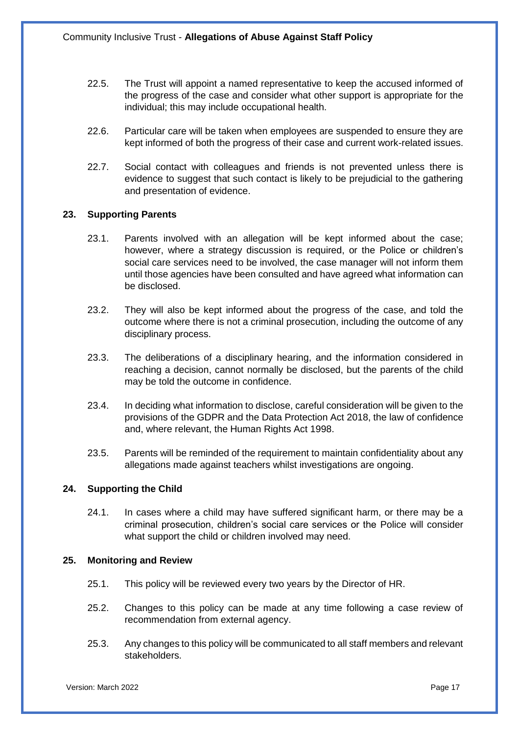22.5. The Trust will appoint a named representative to keep the accused informed of the progress of the case and consider what other support is appropriate for the individual; this may include occupational health.

22.6. Particular care will be taken when employees are suspended to ensure they are kept informed of both the progress of their case and current work-related issues.

22.7. Social contact with colleagues and friends is not prevented unless there is evidence to suggest that such contact is likely to be prejudicial to the gathering and presentation of evidence.

## 23. Supporting Parents

23.1. Parents involved with an allegation will be kept informed about the case; however, where a strategy discussion is required, or the Police or children's social care services need to be involved, the case manager will not inform them until those agencies have been consulted and have agreed what information can be disclosed.

23.2. They will also be kept informed about the progress of the case, and told the outcome where there is not a criminal prosecution, including the outcome of any disciplinary process.

23.3. The deliberations of a disciplinary hearing, and the information considered in reaching a decision, cannot normally be disclosed, but the parents of the child may be told the outcome in confidence.

23.4. In deciding what information to disclose, careful consideration will be given to the provisions of the GDPR and the Data Protection Act 2018, the law of confidence and, where relevant, the Human Rights Act 1998.

23.5. Parents will be reminded of the requirement to maintain confidentiality about any allegations made against teachers whilst investigations are ongoing.

## 24. Supporting the Child

24.1. In cases where a child may have suffered significant harm, or there may be a criminal prosecution, children's social care services or the Police will consider what support the child or children involved may need.

## 25. Monitoring and Review

25.1. This policy will be reviewed every two years by the Director of HR.

25.2. Changes to this policy can be made at any time following a case review of recommendation from external agency.

25.3. Any changes to this policy will be communicated to all staff members and relevant stakeholders.